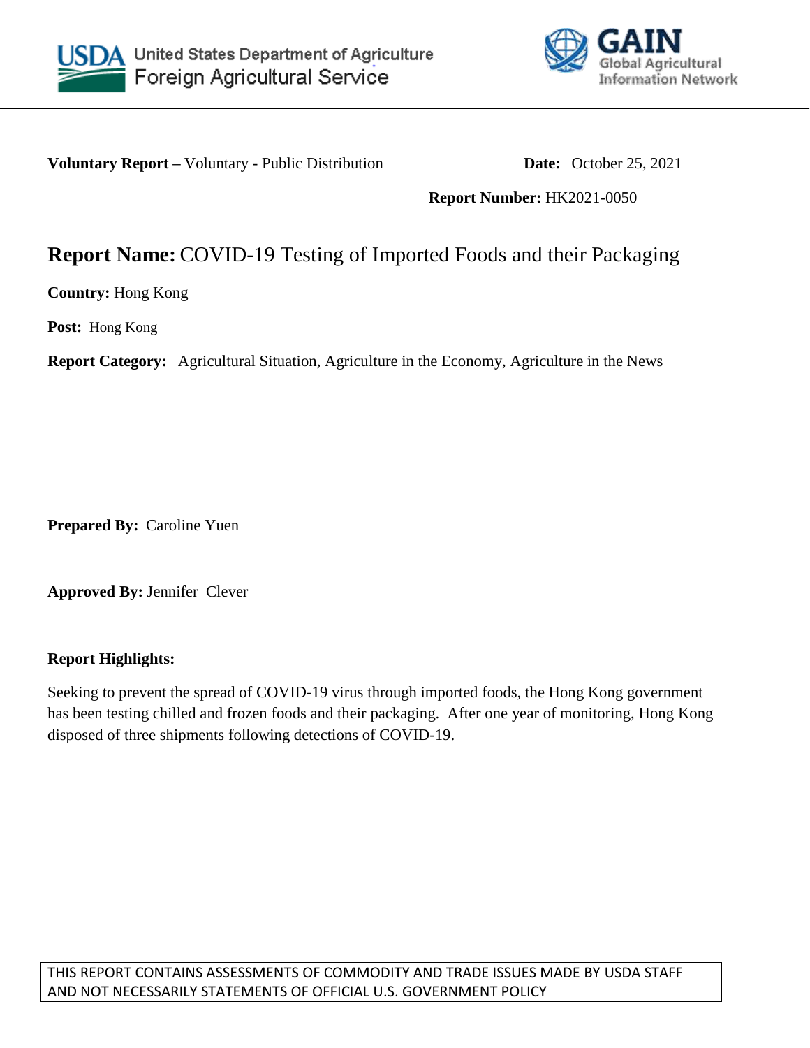United States Department of Agriculture
Foreign Agricultural Service

GAIN
Global Agricultural Information Network

**Voluntary Report –** Voluntary - Public Distribution **Date:** October 25, 2021

**Report Number:** HK2021-0050

# **Report Name:** COVID-19 Testing of Imported Foods and their Packaging

**Country:** Hong Kong

**Post:** Hong Kong

**Report Category:** Agricultural Situation, Agriculture in the Economy, Agriculture in the News

**Prepared By:** Caroline Yuen

**Approved By:** Jennifer Clever

**Report Highlights:**

Seeking to prevent the spread of COVID-19 virus through imported foods, the Hong Kong government has been testing chilled and frozen foods and their packaging. After one year of monitoring, Hong Kong disposed of three shipments following detections of COVID-19.

THIS REPORT CONTAINS ASSESSMENTS OF COMMODITY AND TRADE ISSUES MADE BY USDA STAFF AND NOT NECESSARILY STATEMENTS OF OFFICIAL U.S. GOVERNMENT POLICY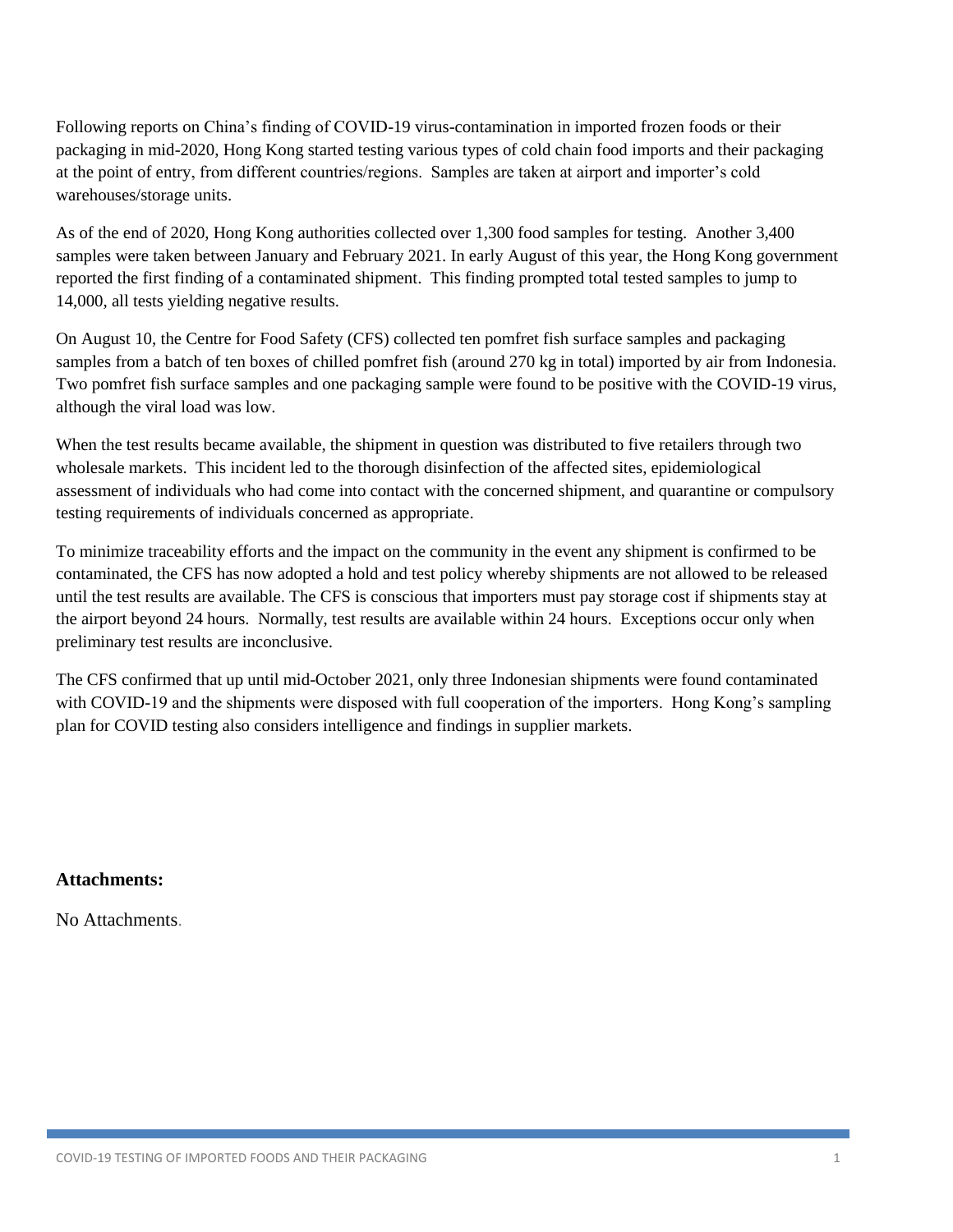Following reports on China's finding of COVID-19 virus-contamination in imported frozen foods or their packaging in mid-2020, Hong Kong started testing various types of cold chain food imports and their packaging at the point of entry, from different countries/regions. Samples are taken at airport and importer's cold warehouses/storage units.

As of the end of 2020, Hong Kong authorities collected over 1,300 food samples for testing. Another 3,400 samples were taken between January and February 2021. In early August of this year, the Hong Kong government reported the first finding of a contaminated shipment. This finding prompted total tested samples to jump to 14,000, all tests yielding negative results.

On August 10, the Centre for Food Safety (CFS) collected ten pomfret fish surface samples and packaging samples from a batch of ten boxes of chilled pomfret fish (around 270 kg in total) imported by air from Indonesia. Two pomfret fish surface samples and one packaging sample were found to be positive with the COVID-19 virus, although the viral load was low.

When the test results became available, the shipment in question was distributed to five retailers through two wholesale markets. This incident led to the thorough disinfection of the affected sites, epidemiological assessment of individuals who had come into contact with the concerned shipment, and quarantine or compulsory testing requirements of individuals concerned as appropriate.

To minimize traceability efforts and the impact on the community in the event any shipment is confirmed to be contaminated, the CFS has now adopted a hold and test policy whereby shipments are not allowed to be released until the test results are available. The CFS is conscious that importers must pay storage cost if shipments stay at the airport beyond 24 hours. Normally, test results are available within 24 hours. Exceptions occur only when preliminary test results are inconclusive.

The CFS confirmed that up until mid-October 2021, only three Indonesian shipments were found contaminated with COVID-19 and the shipments were disposed with full cooperation of the importers. Hong Kong's sampling plan for COVID testing also considers intelligence and findings in supplier markets.

**Attachments:**

No Attachments.